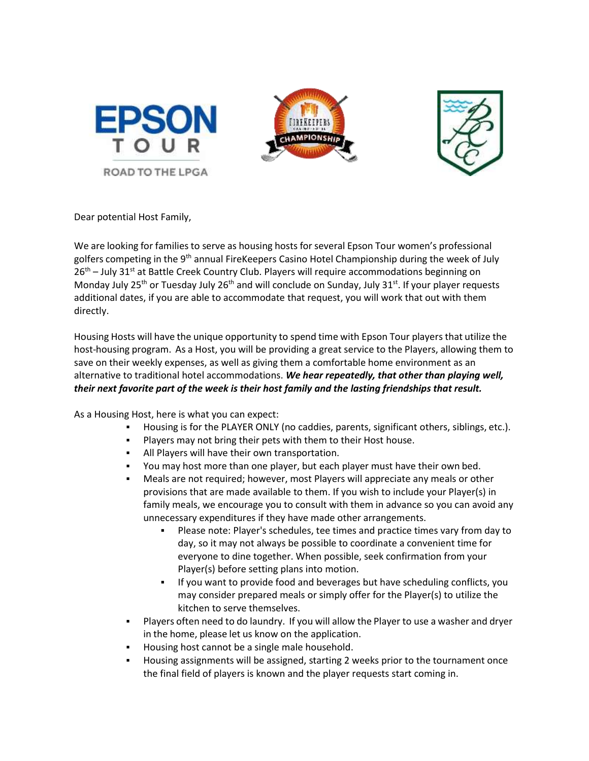Dear potential Host Family,

We are looking for families to serve as housing hosts for several Epson Tour women's professional golfers competing in the 9th annual FireKeepers Casino Hotel Championship during the week of July 26th – July 31st at Battle Creek Country Club. Players will require accommodations beginning on Monday July 25th or Tuesday July 26th and will conclude on Sunday, July 31st. If your player requests additional dates, if you are able to accommodate that request, you will work that out with them directly.

Housing Hosts will have the unique opportunity to spend time with Epson Tour players that utilize the host-housing program. As a Host, you will be providing a great service to the Players, allowing them to save on their weekly expenses, as well as giving them a comfortable home environment as an alternative to traditional hotel accommodations. ***We hear repeatedly, that other than playing well, their next favorite part of the week is their host family and the lasting friendships that result.***

As a Housing Host, here is what you can expect:

- Housing is for the PLAYER ONLY (no caddies, parents, significant others, siblings, etc.).
- Players may not bring their pets with them to their Host house.
- All Players will have their own transportation.
- You may host more than one player, but each player must have their own bed.
- Meals are not required; however, most Players will appreciate any meals or other provisions that are made available to them. If you wish to include your Player(s) in family meals, we encourage you to consult with them in advance so you can avoid any unnecessary expenditures if they have made other arrangements.
  - Please note: Player's schedules, tee times and practice times vary from day to day, so it may not always be possible to coordinate a convenient time for everyone to dine together. When possible, seek confirmation from your Player(s) before setting plans into motion.
  - If you want to provide food and beverages but have scheduling conflicts, you may consider prepared meals or simply offer for the Player(s) to utilize the kitchen to serve themselves.
- Players often need to do laundry. If you will allow the Player to use a washer and dryer in the home, please let us know on the application.
- Housing host cannot be a single male household.
- Housing assignments will be assigned, starting 2 weeks prior to the tournament once the final field of players is known and the player requests start coming in.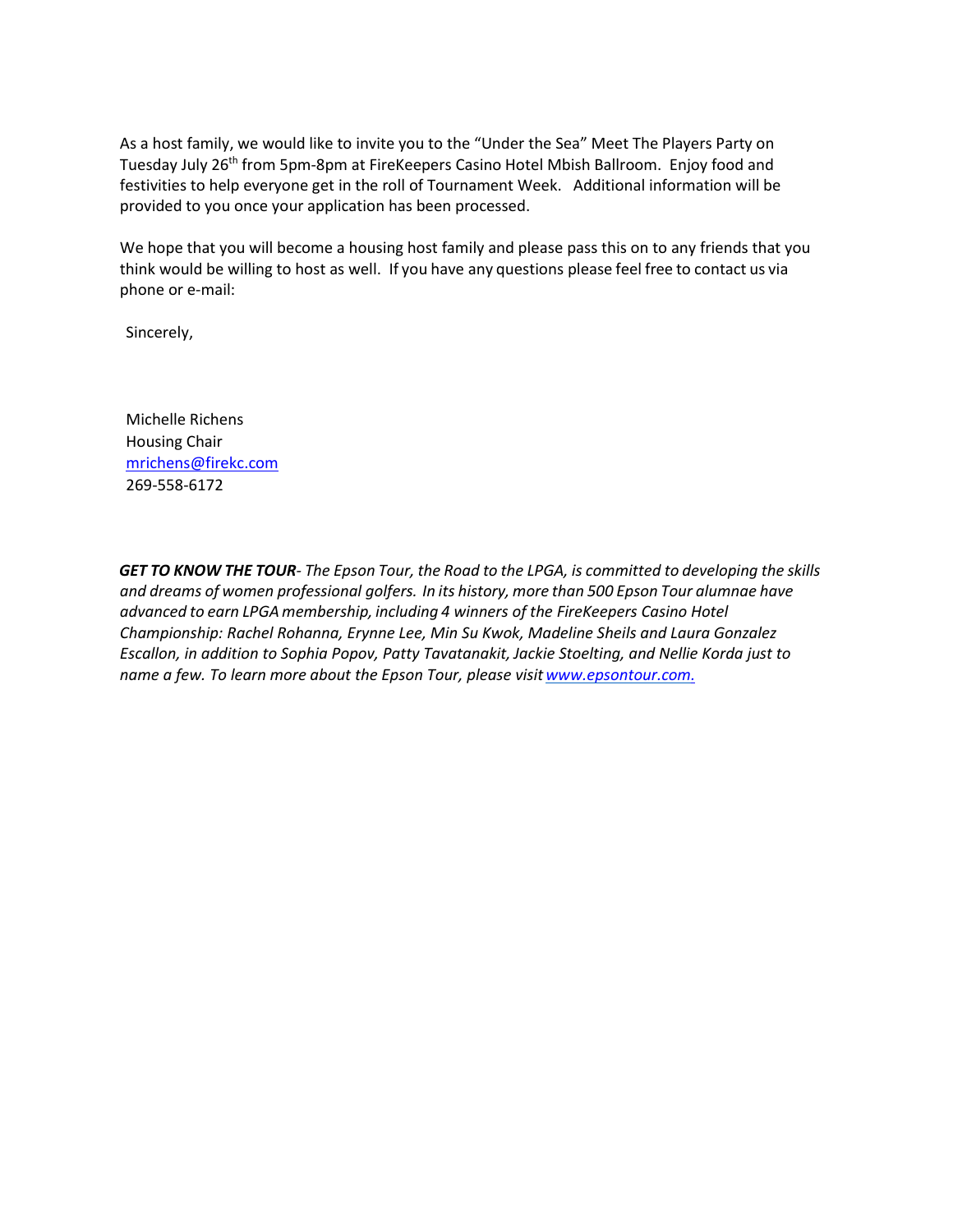As a host family, we would like to invite you to the "Under the Sea" Meet The Players Party on Tuesday July 26th from 5pm-8pm at FireKeepers Casino Hotel Mbish Ballroom. Enjoy food and festivities to help everyone get in the roll of Tournament Week. Additional information will be provided to you once your application has been processed.

We hope that you will become a housing host family and please pass this on to any friends that you think would be willing to host as well. If you have any questions please feel free to contact us via phone or e-mail:

Sincerely,

Michelle Richens
Housing Chair
mrichens@firekc.com
269-558-6172

***GET TO KNOW THE TOUR****- The Epson Tour, the Road to the LPGA, is committed to developing the skills and dreams of women professional golfers. In its history, more than 500 Epson Tour alumnae have advanced to earn LPGA membership, including 4 winners of the FireKeepers Casino Hotel Championship: Rachel Rohanna, Erynne Lee, Min Su Kwok, Madeline Sheils and Laura Gonzalez Escallon, in addition to Sophia Popov, Patty Tavatanakit, Jackie Stoelting, and Nellie Korda just to name a few. To learn more about the Epson Tour, please visit www.epsontour.com.*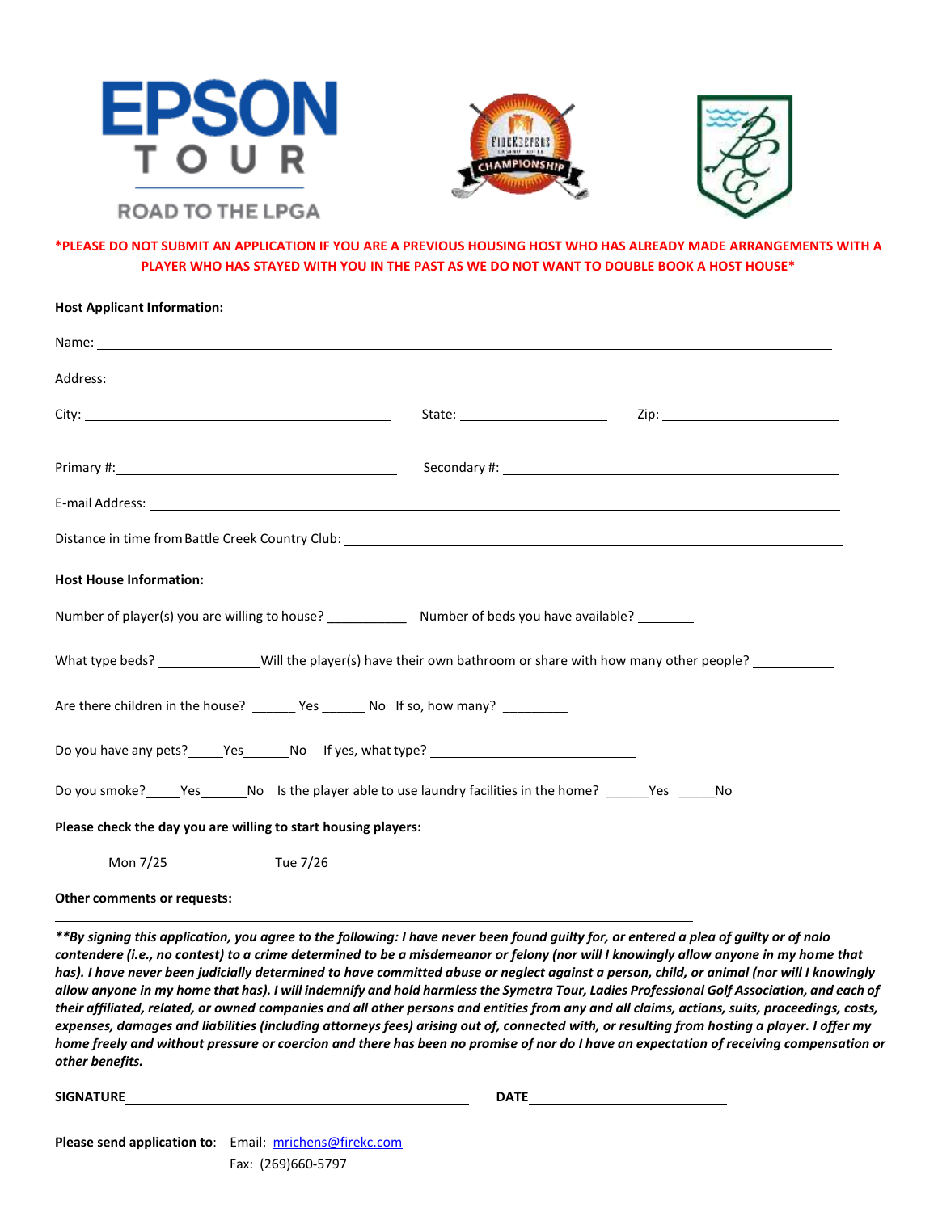EPSON TOUR

ROAD TO THE LPGA

**\*PLEASE DO NOT SUBMIT AN APPLICATION IF YOU ARE A PREVIOUS HOUSING HOST WHO HAS ALREADY MADE ARRANGEMENTS WITH A PLAYER WHO HAS STAYED WITH YOU IN THE PAST AS WE DO NOT WANT TO DOUBLE BOOK A HOST HOUSE\***

**Host Applicant Information:**

Name: ______________________________________________________________

Address: ____________________________________________________________

City: ______________________ State: ______________ Zip: ________________

Primary #: ______________________ Secondary #: ________________________

E-mail Address: _____________________________________________________

Distance in time from Battle Creek Country Club: ________________________

**Host House Information:**

Number of player(s) you are willing to house? __________ Number of beds you have available? _______

What type beds? ____________ Will the player(s) have their own bathroom or share with how many other people? __________

Are there children in the house? ______ Yes ______ No If so, how many? _________

Do you have any pets? _____Yes______No If yes, what type? _______________________

Do you smoke? _____Yes______No Is the player able to use laundry facilities in the home? ______Yes _____No

**Please check the day you are willing to start housing players:**

_______Mon 7/25 _______Tue 7/26

**Other comments or requests:**

_____________________________________________________________________

***\*\*By signing this application, you agree to the following: I have never been found guilty for, or entered a plea of guilty or of nolo contendere (i.e., no contest) to a crime determined to be a misdemeanor or felony (nor will I knowingly allow anyone in my home that has). I have never been judicially determined to have committed abuse or neglect against a person, child, or animal (nor will I knowingly allow anyone in my home that has). I will indemnify and hold harmless the Symetra Tour, Ladies Professional Golf Association, and each of their affiliated, related, or owned companies and all other persons and entities from any and all claims, actions, suits, proceedings, costs, expenses, damages and liabilities (including attorneys fees) arising out of, connected with, or resulting from hosting a player. I offer my home freely and without pressure or coercion and there has been no promise of nor do I have an expectation of receiving compensation or other benefits.***

**SIGNATURE**______________________________ **DATE**____________________

**Please send application to**: Email: mrichens@firekc.com
Fax: (269)660-5797